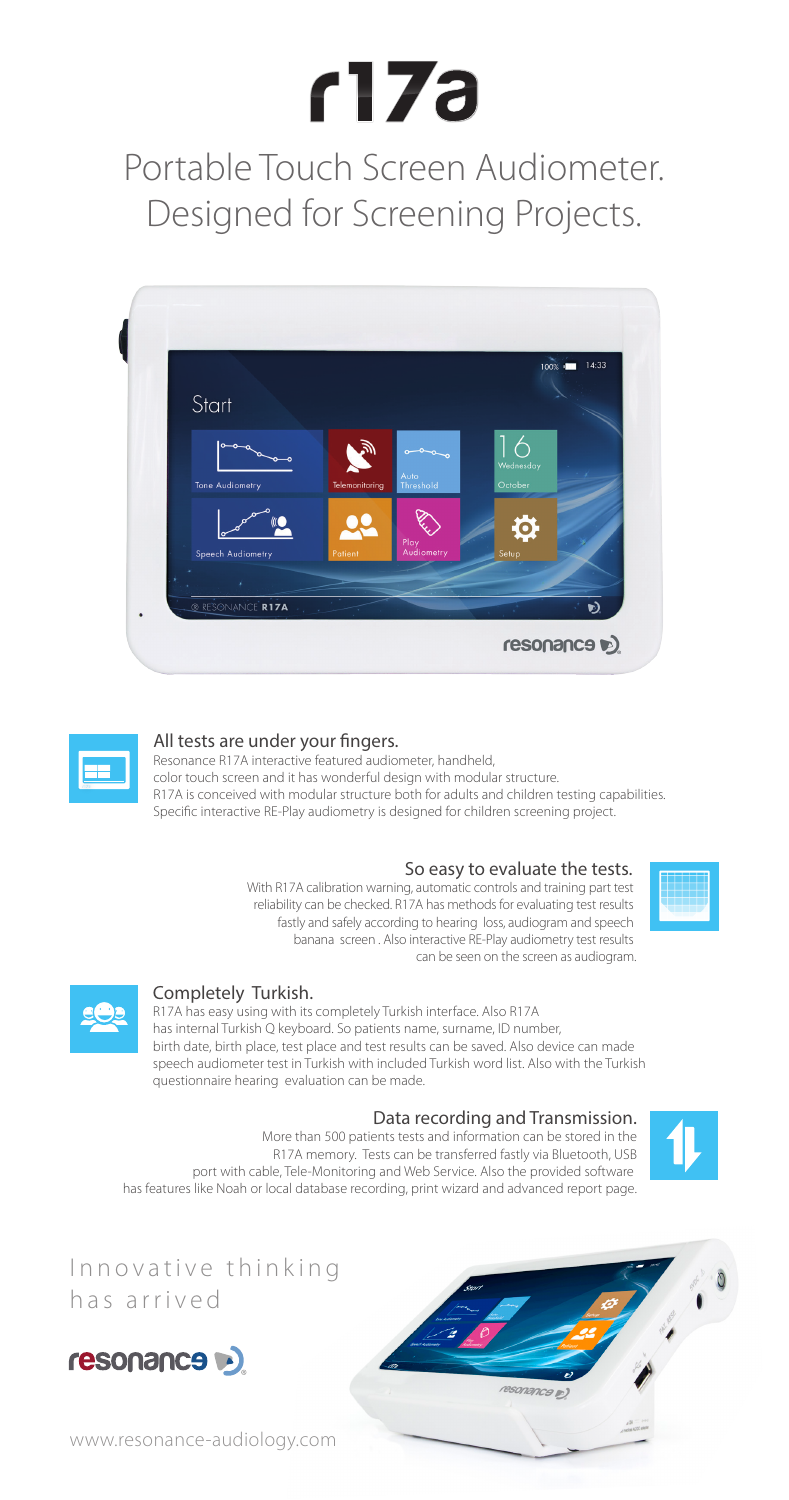# r17a

## Portable Touch Screen Audiometer. Designed for Screening Projects.

### All tests are under your fingers.

Resonance R17A interactive featured audiometer, handheld, color touch screen and it has wonderful design with modular structure. R17A is conceived with modular structure both for adults and children testing capabilities. Specific interactive RE-Play audiometry is designed for children screening project.

### So easy to evaluate the tests.

With R17A calibration warning, automatic controls and training part test reliability can be checked. R17A has methods for evaluating test results fastly and safely according to hearing loss, audiogram and speech banana screen . Also interactive RE-Play audiometry test results can be seen on the screen as audiogram.

### Completely Turkish.

R17A has easy using with its completely Turkish interface. Also R17A has internal Turkish Q keyboard. So patients name, surname, ID number, birth date, birth place, test place and test results can be saved. Also device can made speech audiometer test in Turkish with included Turkish word list. Also with the Turkish questionnaire hearing evaluation can be made.

### Data recording and Transmission.

More than 500 patients tests and information can be stored in the R17A memory. Tests can be transferred fastly via Bluetooth, USB port with cable, Tele-Monitoring and Web Service. Also the provided software has features like Noah or local database recording, print wizard and advanced report page.

## Innovative thinking has arrived

resonance

www.resonance-audiology.com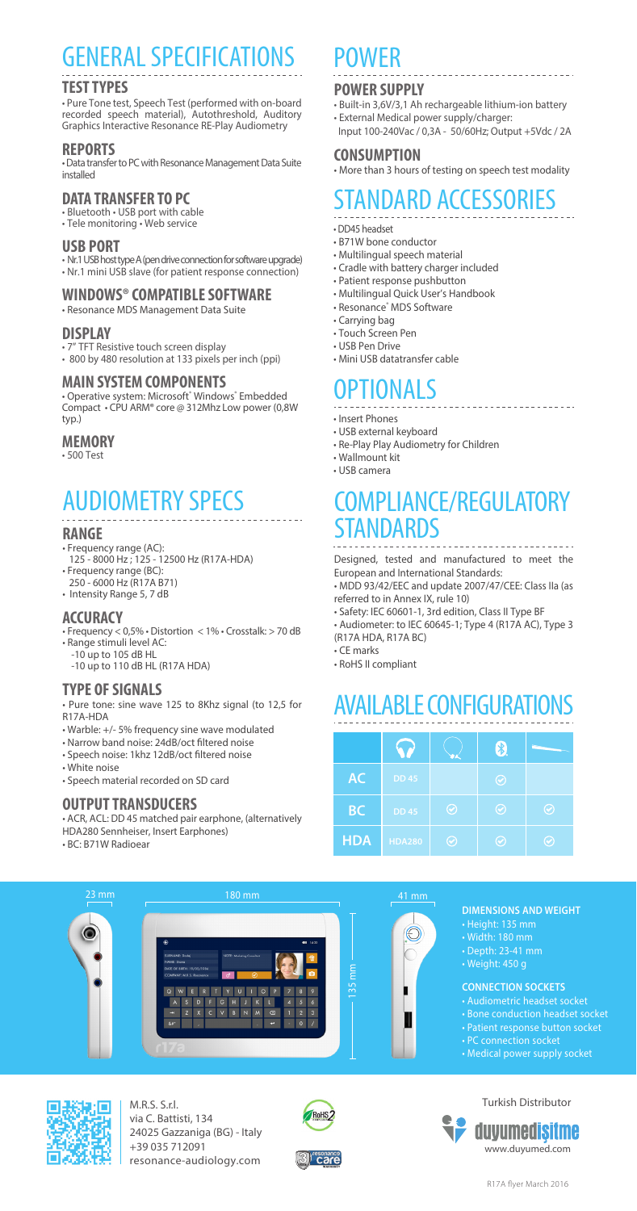# GENERAL SPECIFICATIONS

### TEST TYPES

• Pure Tone test, Speech Test (performed with on-board recorded speech material), Autothreshold, Auditory Graphics Interactive Resonance RE-Play Audiometry

### REPORTS

• Data transfer to PC with Resonance Management Data Suite installed

### DATA TRANSFER TO PC

• Bluetooth • USB port with cable
• Tele monitoring • Web service

### USB PORT

• Nr.1 USB host type A (pen drive connection for software upgrade)
• Nr.1 mini USB slave (for patient response connection)

### WINDOWS® COMPATIBLE SOFTWARE

• Resonance MDS Management Data Suite

### DISPLAY

• 7" TFT Resistive touch screen display
• 800 by 480 resolution at 133 pixels per inch (ppi)

### MAIN SYSTEM COMPONENTS

• Operative system: Microsoft® Windows® Embedded Compact • CPU ARM® core @ 312Mhz Low power (0,8W typ.)

### MEMORY

• 500 Test

# AUDIOMETRY SPECS

### RANGE

• Frequency range (AC):
125 - 8000 Hz ; 125 - 12500 Hz (R17A-HDA)
• Frequency range (BC):
250 - 6000 Hz (R17A B71)
• Intensity Range 5, 7 dB

### ACCURACY

• Frequency < 0,5% • Distortion < 1% • Crosstalk: > 70 dB
• Range stimuli level AC:
-10 up to 105 dB HL
-10 up to 110 dB HL (R17A HDA)

### TYPE OF SIGNALS

• Pure tone: sine wave 125 to 8Khz signal (to 12,5 for R17A-HDA
• Warble: +/- 5% frequency sine wave modulated
• Narrow band noise: 24dB/oct filtered noise
• Speech noise: 1khz 12dB/oct filtered noise
• White noise
• Speech material recorded on SD card

### OUTPUT TRANSDUCERS

• ACR, ACL: DD 45 matched pair earphone, (alternatively HDA280 Sennheiser, Insert Earphones)
• BC: B71W Radioear

# POWER

### POWER SUPPLY

• Built-in 3,6V/3,1 Ah rechargeable lithium-ion battery
• External Medical power supply/charger:
Input 100-240Vac / 0,3A - 50/60Hz; Output +5Vdc / 2A

### CONSUMPTION

• More than 3 hours of testing on speech test modality

# STANDARD ACCESSORIES

• DD45 headset
• B71W bone conductor
• Multilingual speech material
• Cradle with battery charger included
• Patient response pushbutton
• Multilingual Quick User's Handbook
• Resonance® MDS Software
• Carrying bag
• Touch Screen Pen
• USB Pen Drive
• Mini USB datatransfer cable

# OPTIONALS

• Insert Phones
• USB external keyboard
• Re-Play Play Audiometry for Children
• Wallmount kit
• USB camera

# COMPLIANCE/REGULATORY STANDARDS

Designed, tested and manufactured to meet the European and International Standards:
• MDD 93/42/EEC and update 2007/47/CEE: Class IIa (as referred to in Annex IX, rule 10)
• Safety: IEC 60601-1, 3rd edition, Class II Type BF
• Audiometer: to IEC 60645-1; Type 4 (R17A AC), Type 3 (R17A HDA, R17A BC)
• CE marks
• RoHS II compliant

# AVAILABLE CONFIGURATIONS

| | | | | |
|---|---|---|---|---|
| AC | DD 45 | | ✓ | |
| BC | DD 45 | ✓ | ✓ | ✓ |
| HDA | HDA280 | ✓ | ✓ | ✓ |

23 mm
180 mm
135 mm
41 mm

### DIMENSIONS AND WEIGHT

• Height: 135 mm
• Width: 180 mm
• Depth: 23-41 mm
• Weight: 450 g

### CONNECTION SOCKETS

• Audiometric headset socket
• Bone conduction headset socket
• Patient response button socket
• PC connection socket
• Medical power supply socket

M.R.S. S.r.l.
via C. Battisti, 134
24025 Gazzaniga (BG) - Italy
+39 035 712091
resonance-audiology.com

Turkish Distributor
duyumedişitme
www.duyumed.com

R17A flyer March 2016